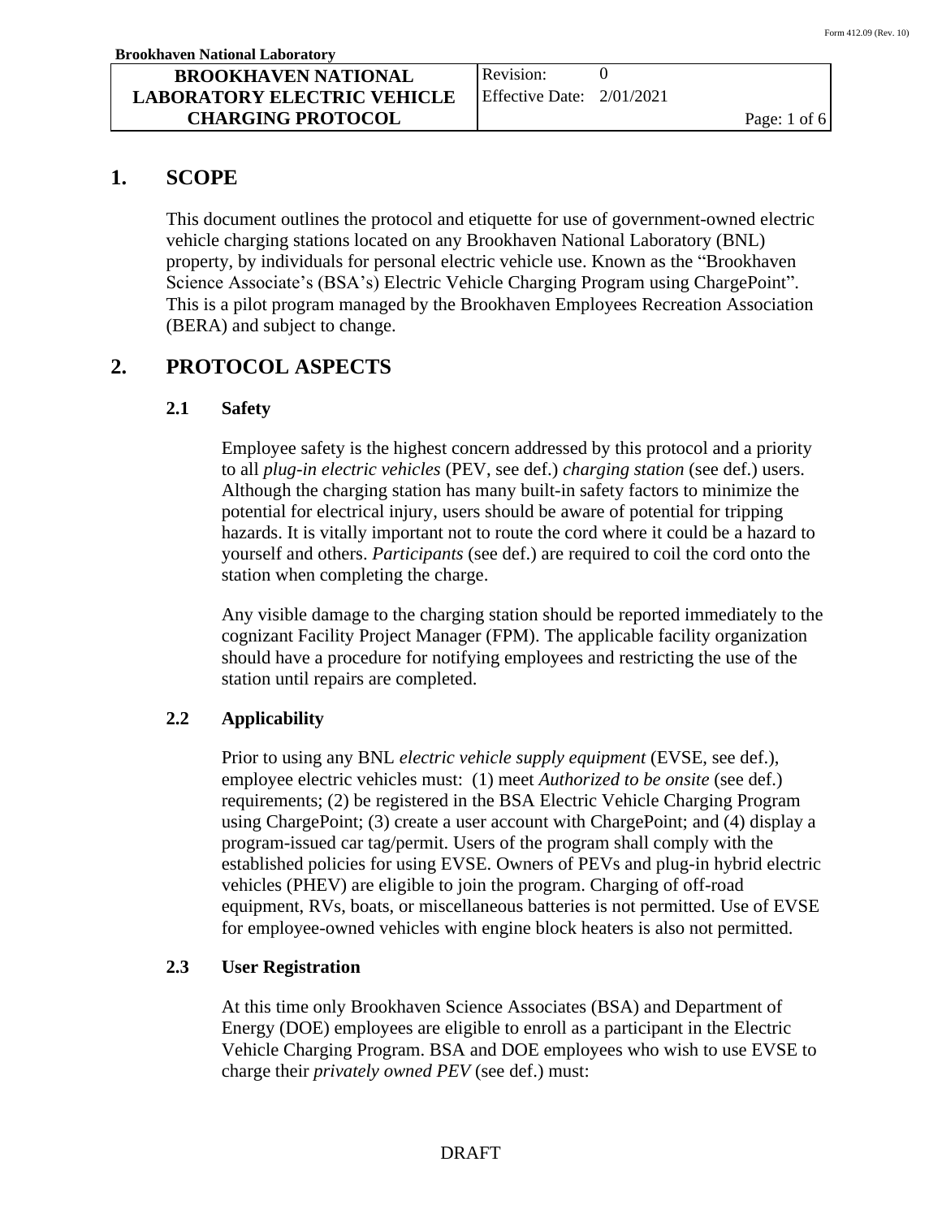# 1. SCOPE

This document outlines the protocol and etiquette for use of government-owned electric vehicle charging stations located on any Brookhaven National Laboratory (BNL) property, by individuals for personal electric vehicle use. Known as the "Brookhaven Science Associate's (BSA's) Electric Vehicle Charging Program using ChargePoint". This is a pilot program managed by the Brookhaven Employees Recreation Association (BERA) and subject to change.

# 2. PROTOCOL ASPECTS

## 2.1 Safety

Employee safety is the highest concern addressed by this protocol and a priority to all *plug-in electric vehicles* (PEV, see def.) *charging station* (see def.) users. Although the charging station has many built-in safety factors to minimize the potential for electrical injury, users should be aware of potential for tripping hazards. It is vitally important not to route the cord where it could be a hazard to yourself and others. *Participants* (see def.) are required to coil the cord onto the station when completing the charge.

Any visible damage to the charging station should be reported immediately to the cognizant Facility Project Manager (FPM). The applicable facility organization should have a procedure for notifying employees and restricting the use of the station until repairs are completed.

## 2.2 Applicability

Prior to using any BNL *electric vehicle supply equipment* (EVSE, see def.), employee electric vehicles must: (1) meet *Authorized to be onsite* (see def.) requirements; (2) be registered in the BSA Electric Vehicle Charging Program using ChargePoint; (3) create a user account with ChargePoint; and (4) display a program-issued car tag/permit. Users of the program shall comply with the established policies for using EVSE. Owners of PEVs and plug-in hybrid electric vehicles (PHEV) are eligible to join the program. Charging of off-road equipment, RVs, boats, or miscellaneous batteries is not permitted. Use of EVSE for employee-owned vehicles with engine block heaters is also not permitted.

## 2.3 User Registration

At this time only Brookhaven Science Associates (BSA) and Department of Energy (DOE) employees are eligible to enroll as a participant in the Electric Vehicle Charging Program. BSA and DOE employees who wish to use EVSE to charge their *privately owned PEV* (see def.) must:

DRAFT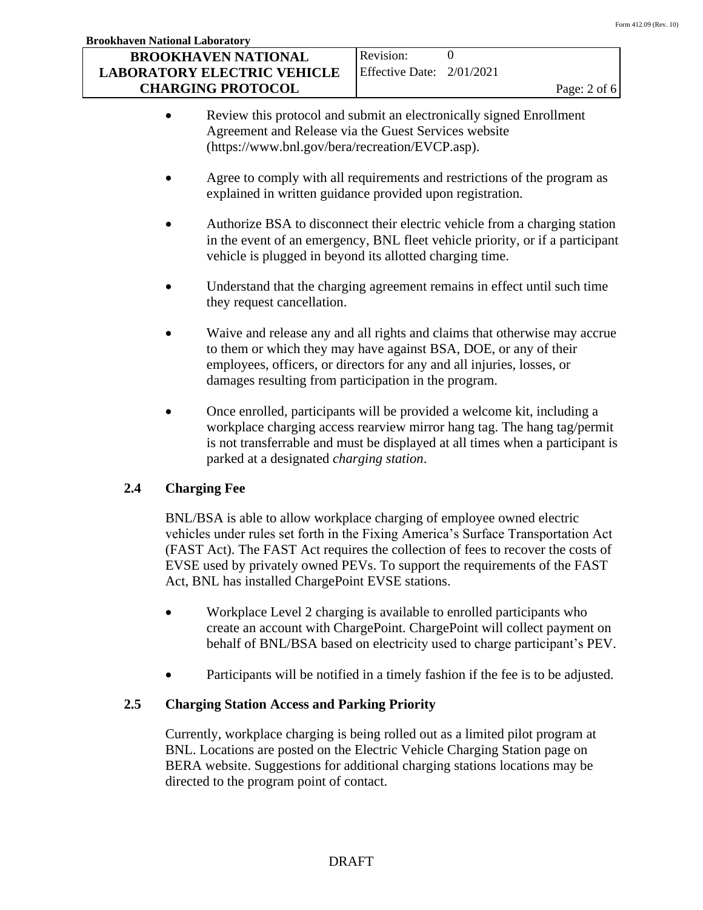- Review this protocol and submit an electronically signed Enrollment Agreement and Release via the Guest Services website (https://www.bnl.gov/bera/recreation/EVCP.asp).

- Agree to comply with all requirements and restrictions of the program as explained in written guidance provided upon registration.

- Authorize BSA to disconnect their electric vehicle from a charging station in the event of an emergency, BNL fleet vehicle priority, or if a participant vehicle is plugged in beyond its allotted charging time.

- Understand that the charging agreement remains in effect until such time they request cancellation.

- Waive and release any and all rights and claims that otherwise may accrue to them or which they may have against BSA, DOE, or any of their employees, officers, or directors for any and all injuries, losses, or damages resulting from participation in the program.

- Once enrolled, participants will be provided a welcome kit, including a workplace charging access rearview mirror hang tag. The hang tag/permit is not transferrable and must be displayed at all times when a participant is parked at a designated *charging station*.

### 2.4 Charging Fee

BNL/BSA is able to allow workplace charging of employee owned electric vehicles under rules set forth in the Fixing America's Surface Transportation Act (FAST Act). The FAST Act requires the collection of fees to recover the costs of EVSE used by privately owned PEVs. To support the requirements of the FAST Act, BNL has installed ChargePoint EVSE stations.

- Workplace Level 2 charging is available to enrolled participants who create an account with ChargePoint. ChargePoint will collect payment on behalf of BNL/BSA based on electricity used to charge participant's PEV.

- Participants will be notified in a timely fashion if the fee is to be adjusted.

### 2.5 Charging Station Access and Parking Priority

Currently, workplace charging is being rolled out as a limited pilot program at BNL. Locations are posted on the Electric Vehicle Charging Station page on BERA website. Suggestions for additional charging stations locations may be directed to the program point of contact.

DRAFT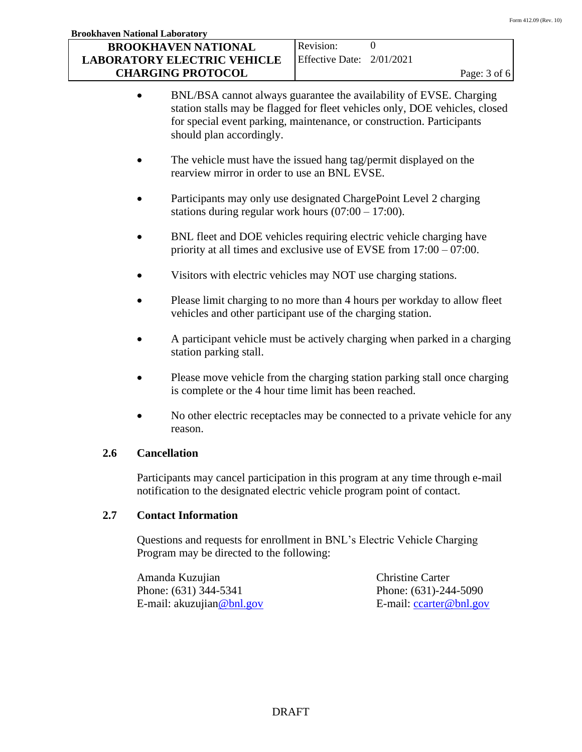- BNL/BSA cannot always guarantee the availability of EVSE. Charging station stalls may be flagged for fleet vehicles only, DOE vehicles, closed for special event parking, maintenance, or construction. Participants should plan accordingly.
- The vehicle must have the issued hang tag/permit displayed on the rearview mirror in order to use an BNL EVSE.
- Participants may only use designated ChargePoint Level 2 charging stations during regular work hours (07:00 – 17:00).
- BNL fleet and DOE vehicles requiring electric vehicle charging have priority at all times and exclusive use of EVSE from 17:00 – 07:00.
- Visitors with electric vehicles may NOT use charging stations.
- Please limit charging to no more than 4 hours per workday to allow fleet vehicles and other participant use of the charging station.
- A participant vehicle must be actively charging when parked in a charging station parking stall.
- Please move vehicle from the charging station parking stall once charging is complete or the 4 hour time limit has been reached.
- No other electric receptacles may be connected to a private vehicle for any reason.

### 2.6 Cancellation

Participants may cancel participation in this program at any time through e-mail notification to the designated electric vehicle program point of contact.

### 2.7 Contact Information

Questions and requests for enrollment in BNL's Electric Vehicle Charging Program may be directed to the following:

Amanda Kuzujian
Phone: (631) 344-5341
E-mail: akuzujian@bnl.gov

Christine Carter
Phone: (631)-244-5090
E-mail: ccarter@bnl.gov

DRAFT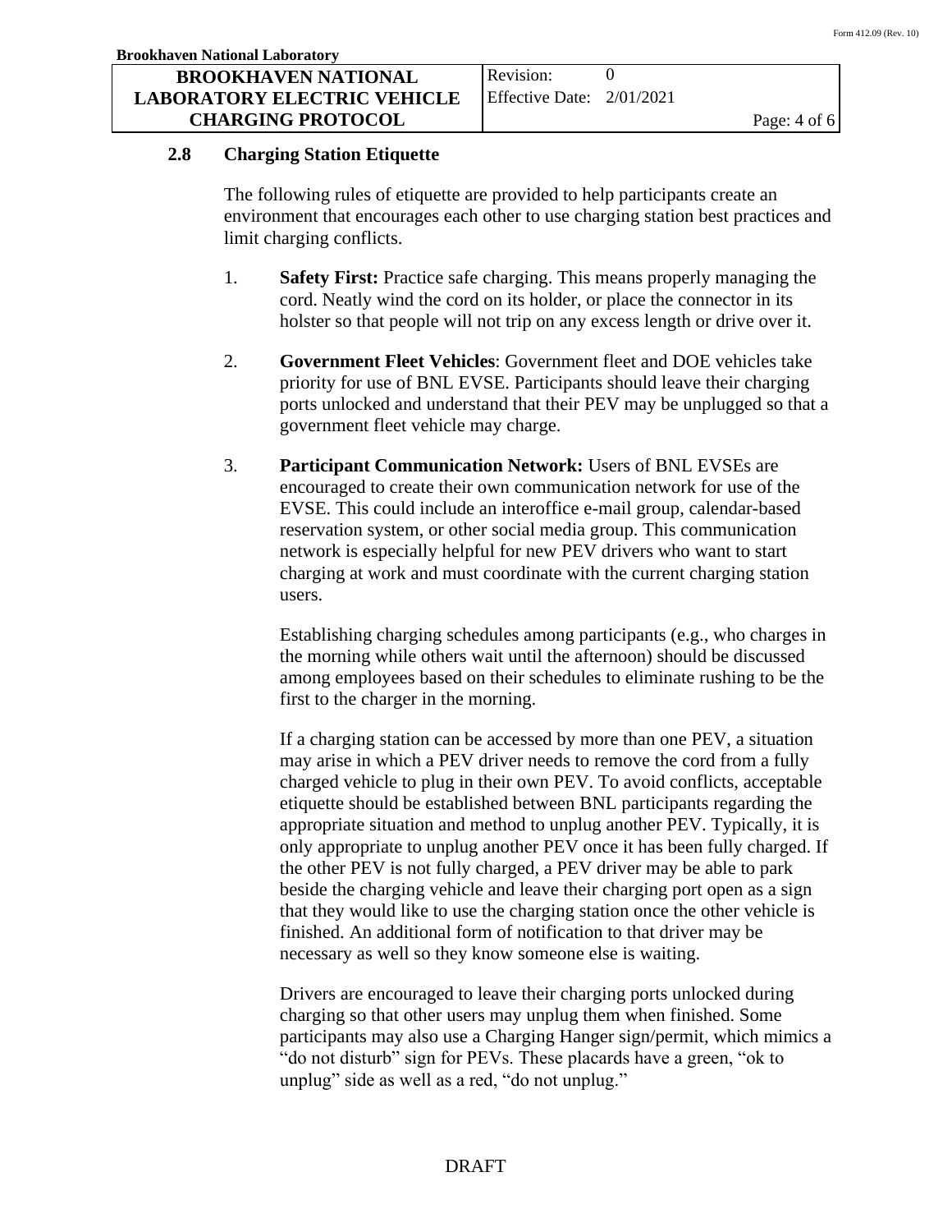### 2.8 Charging Station Etiquette

The following rules of etiquette are provided to help participants create an environment that encourages each other to use charging station best practices and limit charging conflicts.

1. **Safety First:** Practice safe charging. This means properly managing the cord. Neatly wind the cord on its holder, or place the connector in its holster so that people will not trip on any excess length or drive over it.

2. **Government Fleet Vehicles**: Government fleet and DOE vehicles take priority for use of BNL EVSE. Participants should leave their charging ports unlocked and understand that their PEV may be unplugged so that a government fleet vehicle may charge.

3. **Participant Communication Network:** Users of BNL EVSEs are encouraged to create their own communication network for use of the EVSE. This could include an interoffice e-mail group, calendar-based reservation system, or other social media group. This communication network is especially helpful for new PEV drivers who want to start charging at work and must coordinate with the current charging station users.

   Establishing charging schedules among participants (e.g., who charges in the morning while others wait until the afternoon) should be discussed among employees based on their schedules to eliminate rushing to be the first to the charger in the morning.

   If a charging station can be accessed by more than one PEV, a situation may arise in which a PEV driver needs to remove the cord from a fully charged vehicle to plug in their own PEV. To avoid conflicts, acceptable etiquette should be established between BNL participants regarding the appropriate situation and method to unplug another PEV. Typically, it is only appropriate to unplug another PEV once it has been fully charged. If the other PEV is not fully charged, a PEV driver may be able to park beside the charging vehicle and leave their charging port open as a sign that they would like to use the charging station once the other vehicle is finished. An additional form of notification to that driver may be necessary as well so they know someone else is waiting.

   Drivers are encouraged to leave their charging ports unlocked during charging so that other users may unplug them when finished. Some participants may also use a Charging Hanger sign/permit, which mimics a "do not disturb" sign for PEVs. These placards have a green, "ok to unplug" side as well as a red, "do not unplug."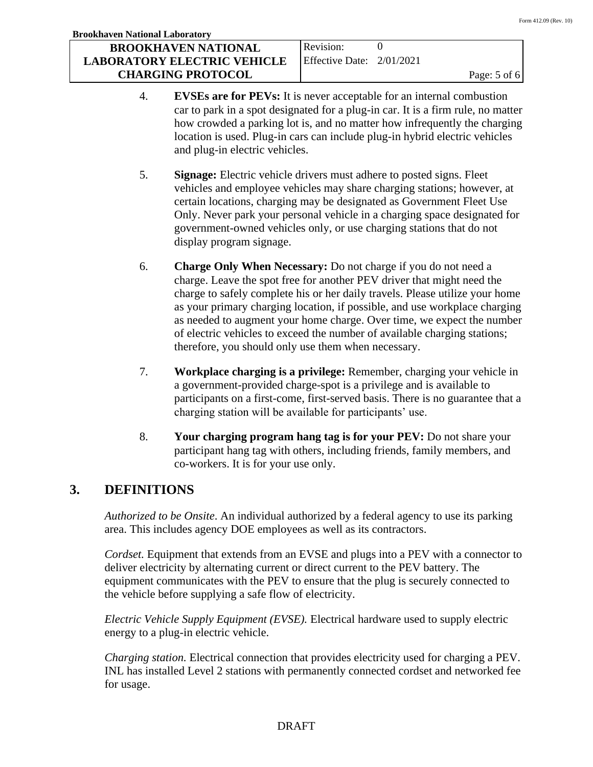4. **EVSEs are for PEVs:** It is never acceptable for an internal combustion car to park in a spot designated for a plug-in car. It is a firm rule, no matter how crowded a parking lot is, and no matter how infrequently the charging location is used. Plug-in cars can include plug-in hybrid electric vehicles and plug-in electric vehicles.

5. **Signage:** Electric vehicle drivers must adhere to posted signs. Fleet vehicles and employee vehicles may share charging stations; however, at certain locations, charging may be designated as Government Fleet Use Only. Never park your personal vehicle in a charging space designated for government-owned vehicles only, or use charging stations that do not display program signage.

6. **Charge Only When Necessary:** Do not charge if you do not need a charge. Leave the spot free for another PEV driver that might need the charge to safely complete his or her daily travels. Please utilize your home as your primary charging location, if possible, and use workplace charging as needed to augment your home charge. Over time, we expect the number of electric vehicles to exceed the number of available charging stations; therefore, you should only use them when necessary.

7. **Workplace charging is a privilege:** Remember, charging your vehicle in a government-provided charge-spot is a privilege and is available to participants on a first-come, first-served basis. There is no guarantee that a charging station will be available for participants' use.

8. **Your charging program hang tag is for your PEV:** Do not share your participant hang tag with others, including friends, family members, and co-workers. It is for your use only.

## 3. DEFINITIONS

*Authorized to be Onsite*. An individual authorized by a federal agency to use its parking area. This includes agency DOE employees as well as its contractors.

*Cordset.* Equipment that extends from an EVSE and plugs into a PEV with a connector to deliver electricity by alternating current or direct current to the PEV battery. The equipment communicates with the PEV to ensure that the plug is securely connected to the vehicle before supplying a safe flow of electricity.

*Electric Vehicle Supply Equipment (EVSE).* Electrical hardware used to supply electric energy to a plug-in electric vehicle.

*Charging station.* Electrical connection that provides electricity used for charging a PEV. INL has installed Level 2 stations with permanently connected cordset and networked fee for usage.

DRAFT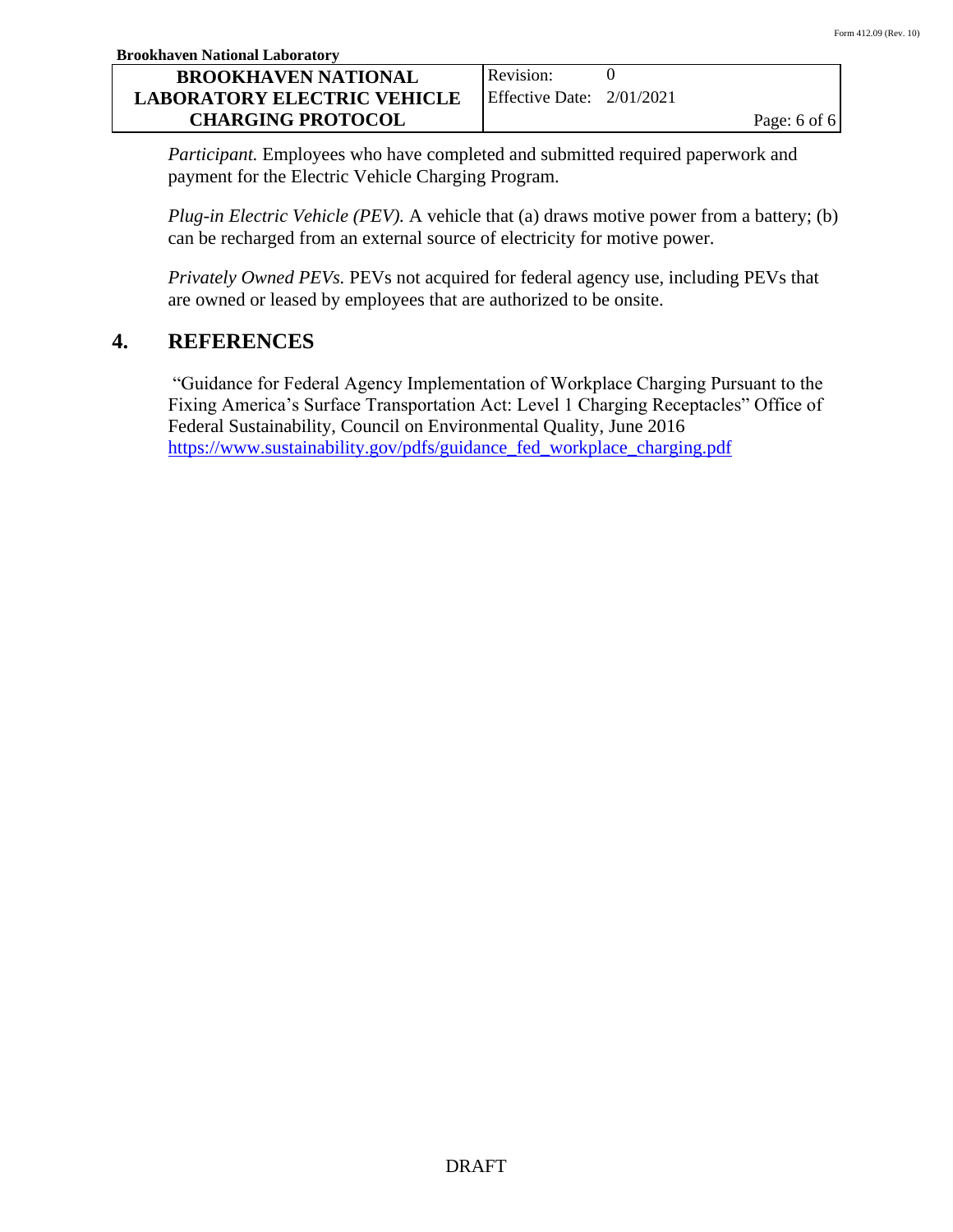*Participant.* Employees who have completed and submitted required paperwork and payment for the Electric Vehicle Charging Program.

*Plug-in Electric Vehicle (PEV).* A vehicle that (a) draws motive power from a battery; (b) can be recharged from an external source of electricity for motive power.

*Privately Owned PEVs.* PEVs not acquired for federal agency use, including PEVs that are owned or leased by employees that are authorized to be onsite.

## 4. REFERENCES

"Guidance for Federal Agency Implementation of Workplace Charging Pursuant to the Fixing America's Surface Transportation Act: Level 1 Charging Receptacles" Office of Federal Sustainability, Council on Environmental Quality, June 2016 https://www.sustainability.gov/pdfs/guidance_fed_workplace_charging.pdf

DRAFT